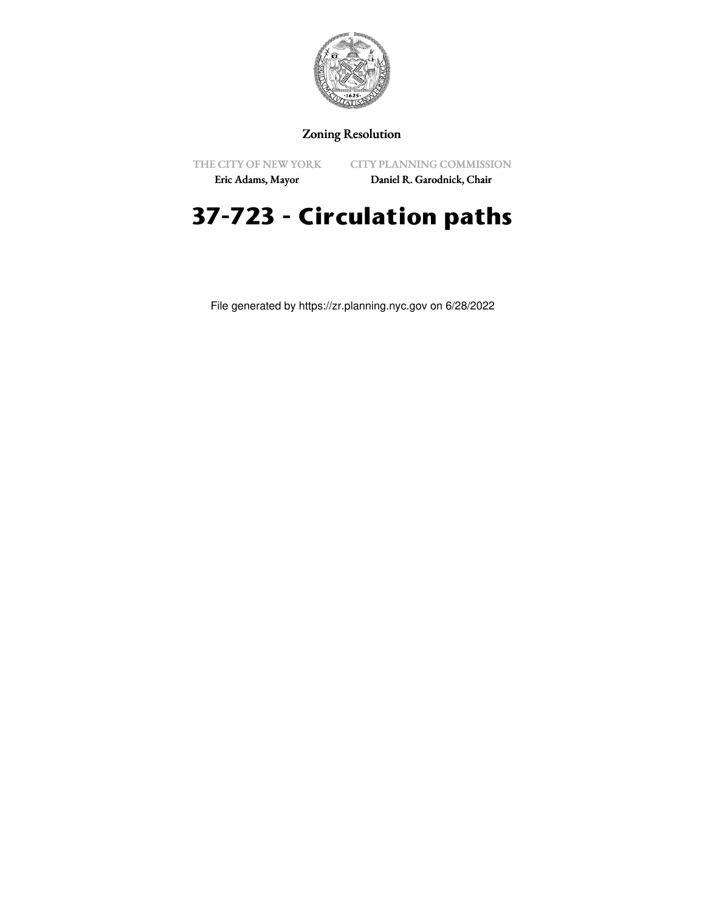Zoning Resolution

THE CITY OF NEW YORK
Eric Adams, Mayor

CITY PLANNING COMMISSION
Daniel R. Garodnick, Chair

# 37-723 - Circulation paths

File generated by https://zr.planning.nyc.gov on 6/28/2022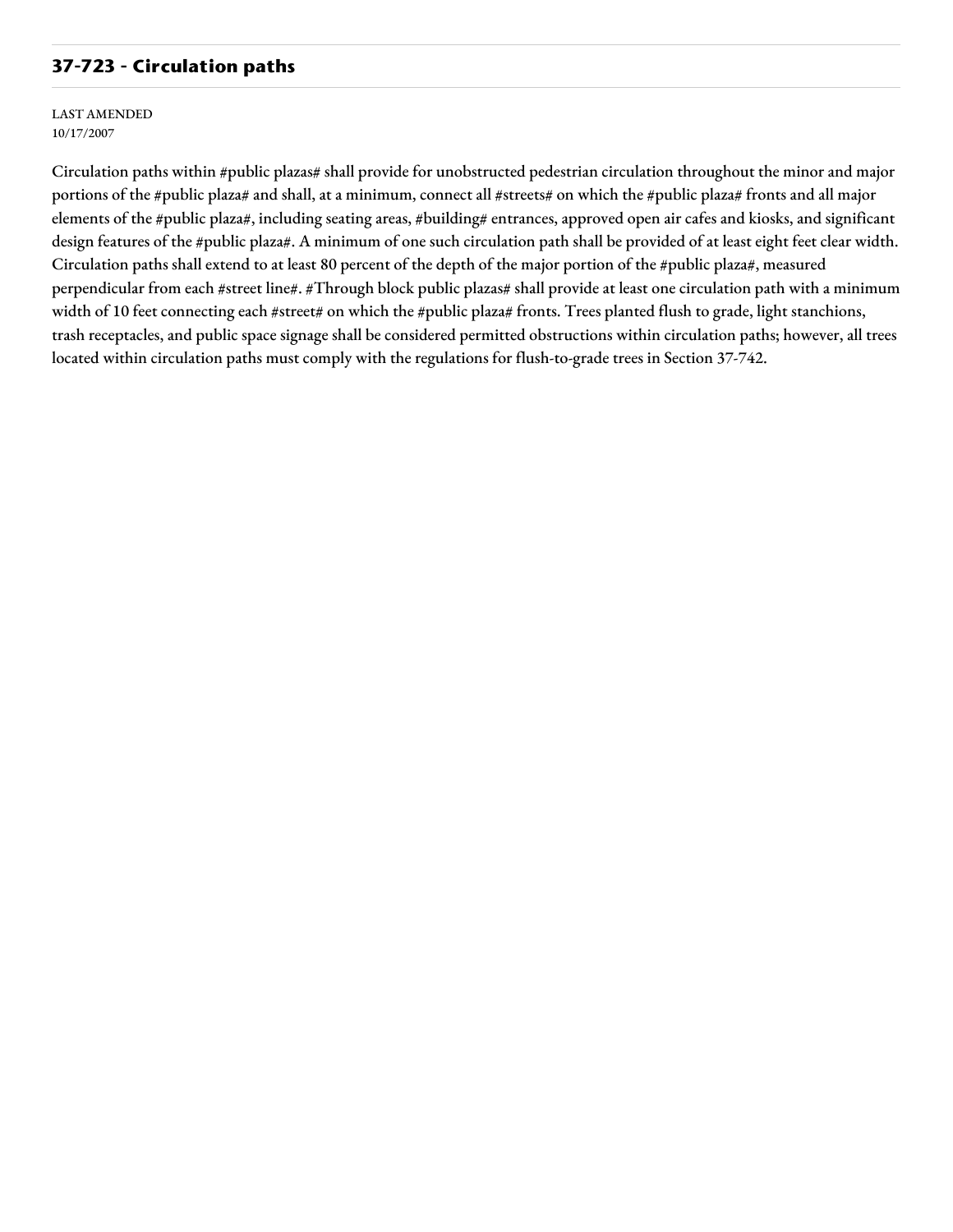## 37-723 - Circulation paths

LAST AMENDED
10/17/2007

Circulation paths within #public plazas# shall provide for unobstructed pedestrian circulation throughout the minor and major portions of the #public plaza# and shall, at a minimum, connect all #streets# on which the #public plaza# fronts and all major elements of the #public plaza#, including seating areas, #building# entrances, approved open air cafes and kiosks, and significant design features of the #public plaza#. A minimum of one such circulation path shall be provided of at least eight feet clear width. Circulation paths shall extend to at least 80 percent of the depth of the major portion of the #public plaza#, measured perpendicular from each #street line#. #Through block public plazas# shall provide at least one circulation path with a minimum width of 10 feet connecting each #street# on which the #public plaza# fronts. Trees planted flush to grade, light stanchions, trash receptacles, and public space signage shall be considered permitted obstructions within circulation paths; however, all trees located within circulation paths must comply with the regulations for flush-to-grade trees in Section 37-742.